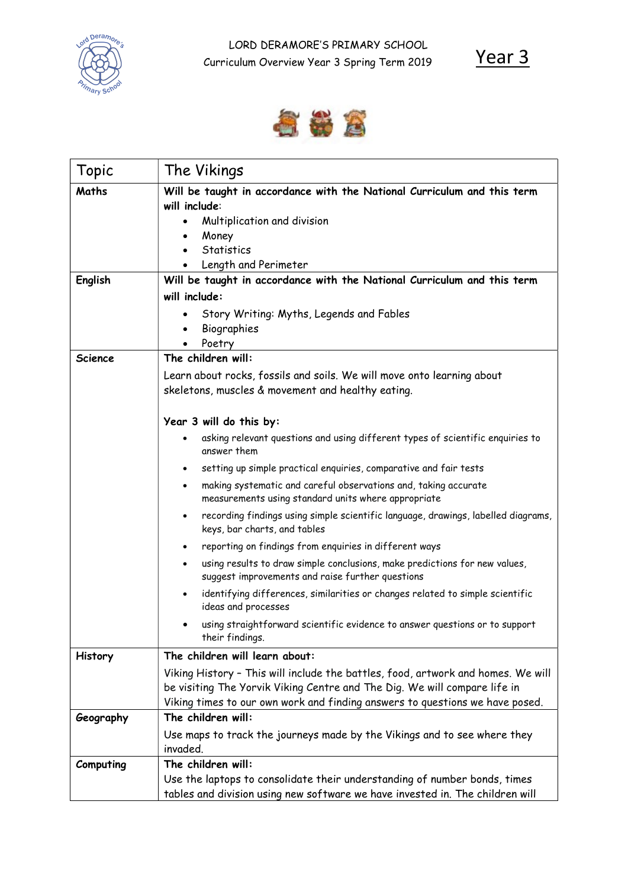LORD DERAMORE'S PRIMARY SCHOOL

Curriculum Overview Year 3 Spring Term 2019

# Year 3

| Topic | The Vikings |
|---|---|
| **Maths** | **Will be taught in accordance with the National Curriculum and this term will include:**<br>• Multiplication and division<br>• Money<br>• Statistics<br>• Length and Perimeter |
| **English** | **Will be taught in accordance with the National Curriculum and this term will include:**<br>• Story Writing: Myths, Legends and Fables<br>• Biographies<br>• Poetry |
| **Science** | **The children will:**<br>Learn about rocks, fossils and soils. We will move onto learning about skeletons, muscles & movement and healthy eating.<br><br>**Year 3 will do this by:**<br>• asking relevant questions and using different types of scientific enquiries to answer them<br>• setting up simple practical enquiries, comparative and fair tests<br>• making systematic and careful observations and, taking accurate measurements using standard units where appropriate<br>• recording findings using simple scientific language, drawings, labelled diagrams, keys, bar charts, and tables<br>• reporting on findings from enquiries in different ways<br>• using results to draw simple conclusions, make predictions for new values, suggest improvements and raise further questions<br>• identifying differences, similarities or changes related to simple scientific ideas and processes<br>• using straightforward scientific evidence to answer questions or to support their findings. |
| **History** | **The children will learn about:**<br>Viking History – This will include the battles, food, artwork and homes. We will be visiting The Yorvik Viking Centre and The Dig. We will compare life in Viking times to our own work and finding answers to questions we have posed. |
| **Geography** | **The children will:**<br>Use maps to track the journeys made by the Vikings and to see where they invaded. |
| **Computing** | **The children will:**<br>Use the laptops to consolidate their understanding of number bonds, times tables and division using new software we have invested in. The children will |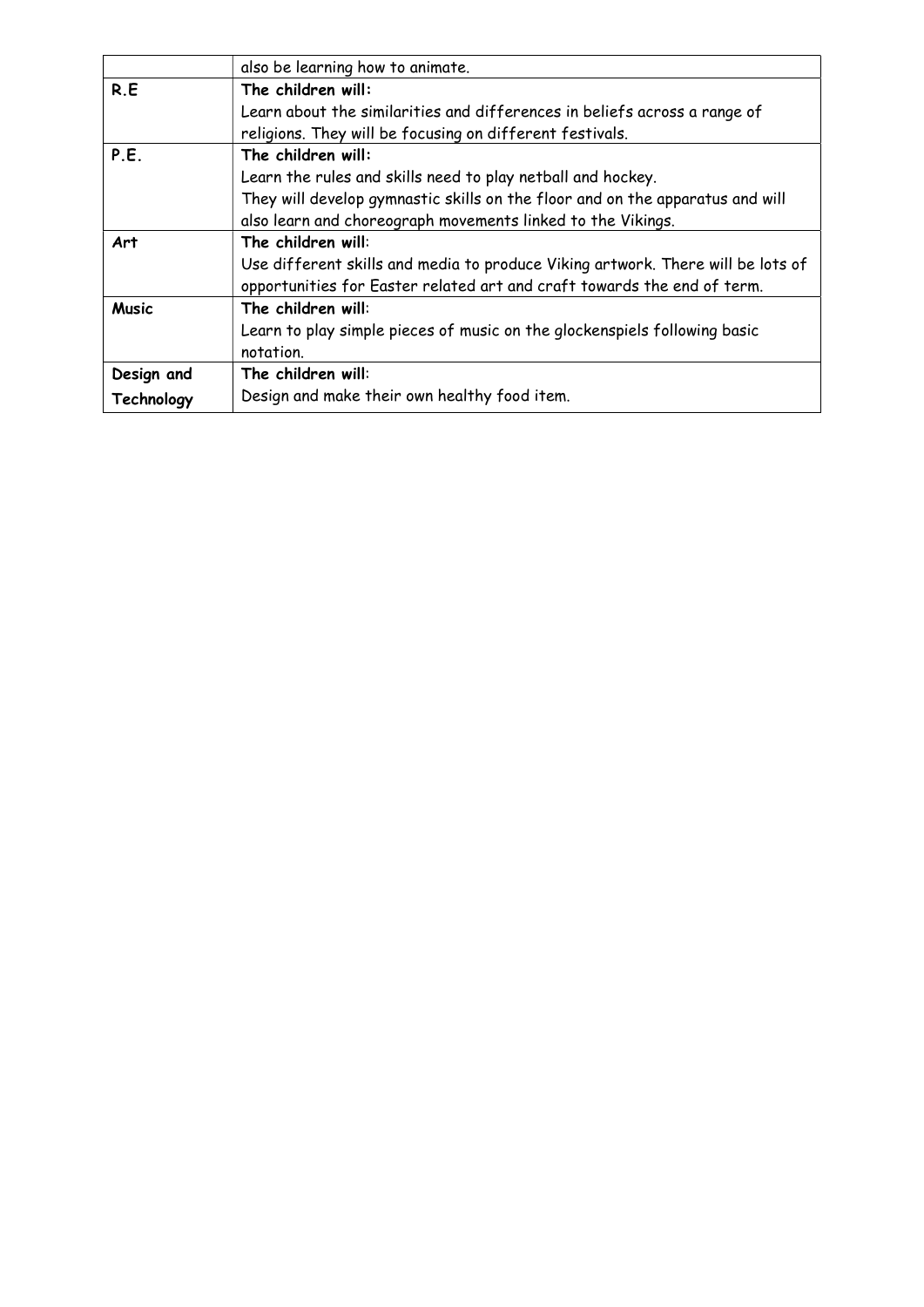| | |
|---|---|
| | also be learning how to animate. |
| **R.E** | **The children will:**<br>Learn about the similarities and differences in beliefs across a range of religions. They will be focusing on different festivals. |
| **P.E.** | **The children will:**<br>Learn the rules and skills need to play netball and hockey.<br>They will develop gymnastic skills on the floor and on the apparatus and will also learn and choreograph movements linked to the Vikings. |
| **Art** | **The children will**:<br>Use different skills and media to produce Viking artwork. There will be lots of opportunities for Easter related art and craft towards the end of term. |
| **Music** | **The children will**:<br>Learn to play simple pieces of music on the glockenspiels following basic notation. |
| **Design and Technology** | **The children will**:<br>Design and make their own healthy food item. |